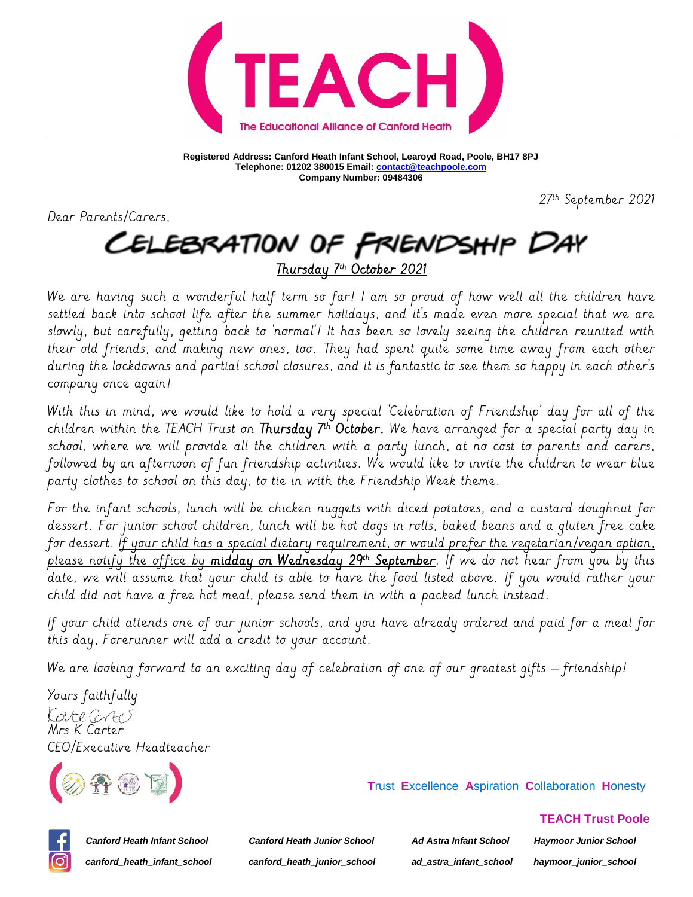# (TEACH)

The Educational Alliance of Canford Heath

**Registered Address: Canford Heath Infant School, Learoyd Road, Poole, BH17 8PJ**
**Telephone: 01202 380015 Email: contact@teachpoole.com**
**Company Number: 09484306**

27th September 2021

Dear Parents/Carers,

## CELEBRATION OF FRIENDSHIP DAY

Thursday 7th October 2021

We are having such a wonderful half term so far! I am so proud of how well all the children have settled back into school life after the summer holidays, and it's made even more special that we are slowly, but carefully, getting back to 'normal'! It has been so lovely seeing the children reunited with their old friends, and making new ones, too. They had spent quite some time away from each other during the lockdowns and partial school closures, and it is fantastic to see them so happy in each other's company once again!

With this in mind, we would like to hold a very special 'Celebration of Friendship' day for all of the children within the TEACH Trust on **Thursday 7th October**. We have arranged for a special party day in school, where we will provide all the children with a party lunch, at no cost to parents and carers, followed by an afternoon of fun friendship activities. We would like to invite the children to wear blue party clothes to school on this day, to tie in with the Friendship Week theme.

For the infant schools, lunch will be chicken nuggets with diced potatoes, and a custard doughnut for dessert. For junior school children, lunch will be hot dogs in rolls, baked beans and a gluten free cake for dessert. If your child has a special dietary requirement, or would prefer the vegetarian/vegan option, please notify the office by **midday on Wednesday 29th September**. If we do not hear from you by this date, we will assume that your child is able to have the food listed above. If you would rather your child did not have a free hot meal, please send them in with a packed lunch instead.

If your child attends one of our junior schools, and you have already ordered and paid for a meal for this day, Forerunner will add a credit to your account.

We are looking forward to an exciting day of celebration of one of our greatest gifts – friendship!

Yours faithfully

Mrs K Carter
CEO/Executive Headteacher

Trust Excellence Aspiration Collaboration Honesty

**TEACH Trust Poole**

| *Canford Heath Infant School* | *Canford Heath Junior School* | *Ad Astra Infant School* | *Haymoor Junior School* |
|---|---|---|---|
| *canford_heath_infant_school* | *canford_heath_junior_school* | *ad_astra_infant_school* | *haymoor_junior_school* |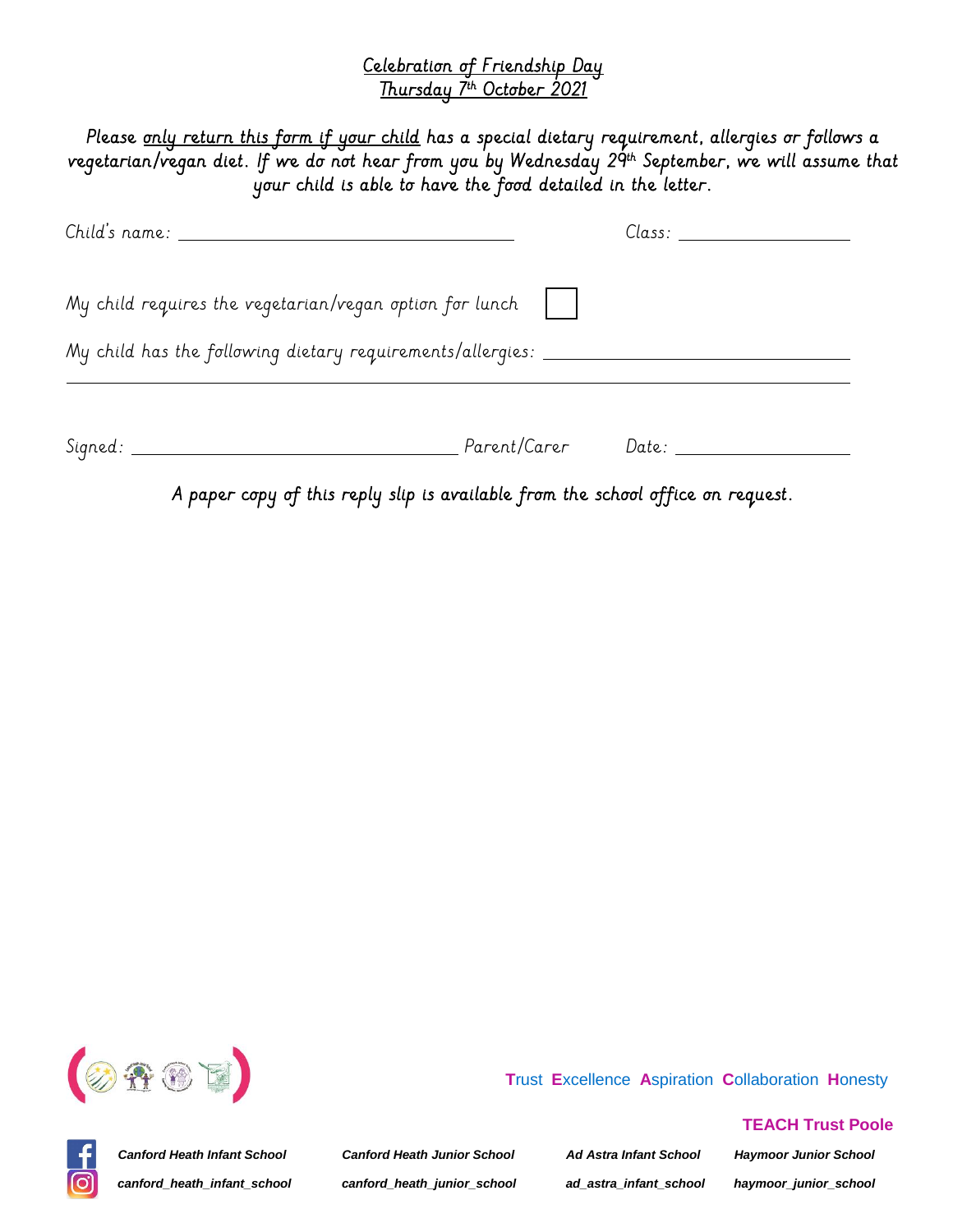## Celebration of Friendship Day
## Thursday 7th October 2021

Please <u>only return this form if your child</u> has a special dietary requirement, allergies or follows a vegetarian/vegan diet. If we do not hear from you by Wednesday 29th September, we will assume that your child is able to have the food detailed in the letter.

Child's name: ______________________________ Class: ______________

My child requires the vegetarian/vegan option for lunch ☐

My child has the following dietary requirements/allergies: ______________________________

______________________________________________________________

Signed: ______________________________ Parent/Carer Date: ______________

A paper copy of this reply slip is available from the school office on request.

**T**rust **E**xcellence **A**spiration **C**ollaboration **H**onesty

**TEACH Trust Poole**

| | | | |
|---|---|---|---|
| ***Canford Heath Infant School*** | ***Canford Heath Junior School*** | ***Ad Astra Infant School*** | ***Haymoor Junior School*** |
| ***canford_heath_infant_school*** | ***canford_heath_junior_school*** | ***ad_astra_infant_school*** | ***haymoor_junior_school*** |